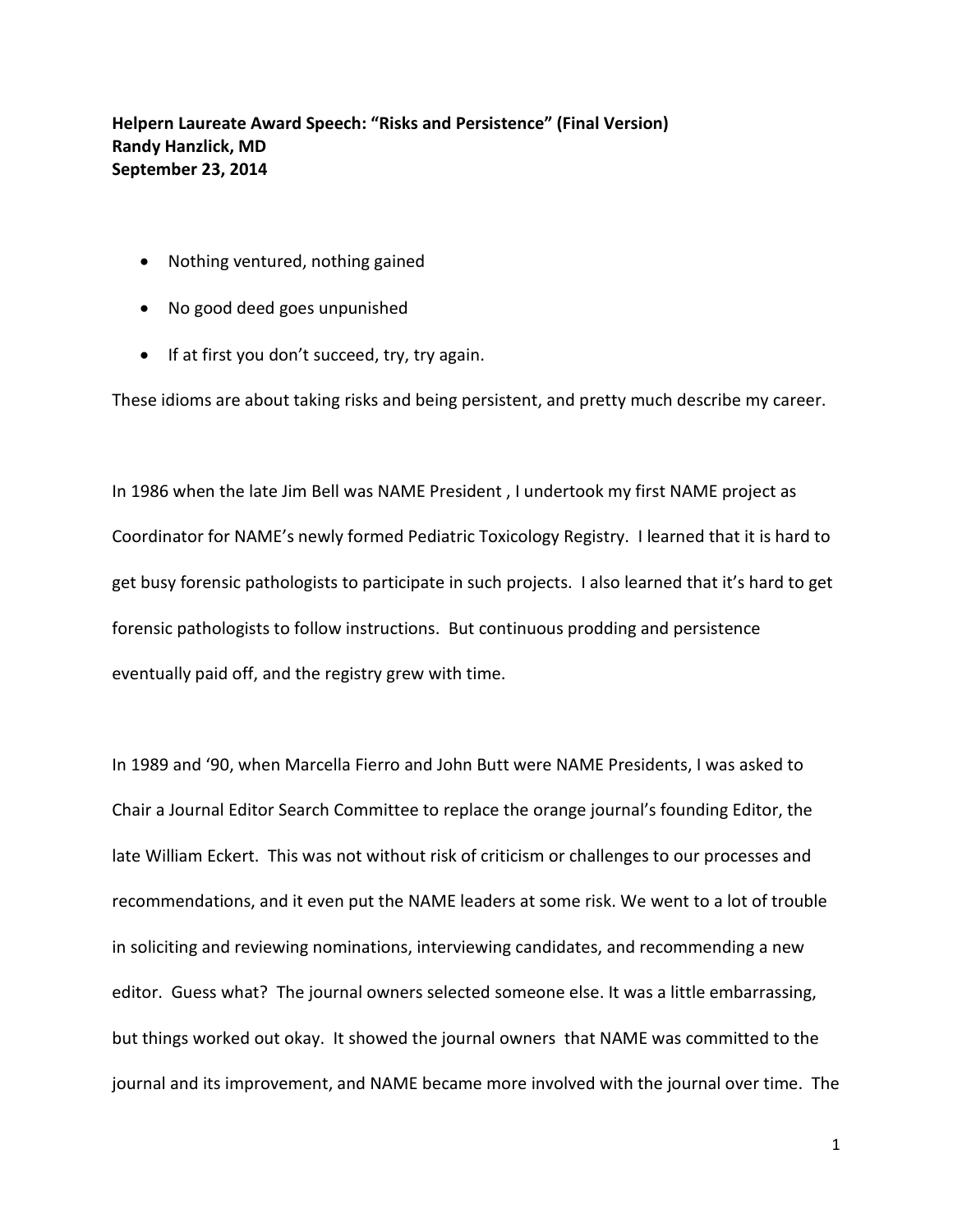**Helpern Laureate Award Speech: "Risks and Persistence" (Final Version)**
**Randy Hanzlick, MD**
**September 23, 2014**

- Nothing ventured, nothing gained
- No good deed goes unpunished
- If at first you don't succeed, try, try again.

These idioms are about taking risks and being persistent, and pretty much describe my career.

In 1986 when the late Jim Bell was NAME President , I undertook my first NAME project as Coordinator for NAME's newly formed Pediatric Toxicology Registry. I learned that it is hard to get busy forensic pathologists to participate in such projects. I also learned that it's hard to get forensic pathologists to follow instructions. But continuous prodding and persistence eventually paid off, and the registry grew with time.

In 1989 and '90, when Marcella Fierro and John Butt were NAME Presidents, I was asked to Chair a Journal Editor Search Committee to replace the orange journal's founding Editor, the late William Eckert. This was not without risk of criticism or challenges to our processes and recommendations, and it even put the NAME leaders at some risk. We went to a lot of trouble in soliciting and reviewing nominations, interviewing candidates, and recommending a new editor. Guess what? The journal owners selected someone else. It was a little embarrassing, but things worked out okay. It showed the journal owners that NAME was committed to the journal and its improvement, and NAME became more involved with the journal over time. The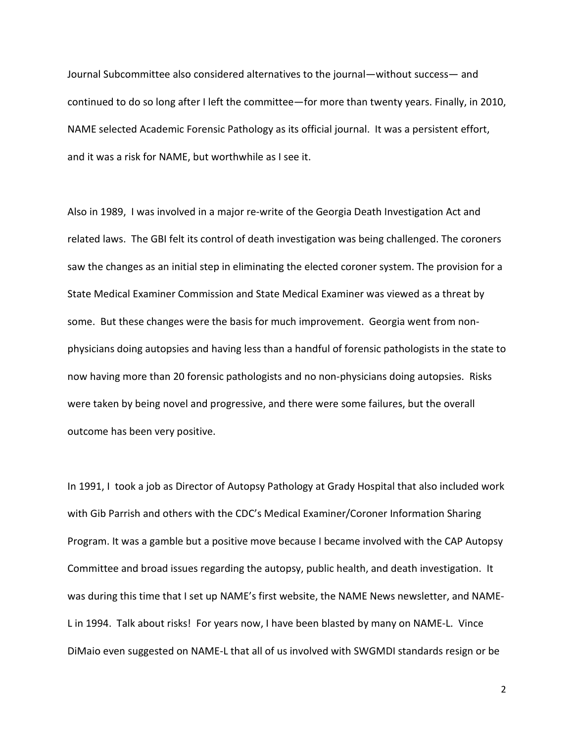Journal Subcommittee also considered alternatives to the journal—without success— and continued to do so long after I left the committee—for more than twenty years. Finally, in 2010, NAME selected Academic Forensic Pathology as its official journal. It was a persistent effort, and it was a risk for NAME, but worthwhile as I see it.

Also in 1989, I was involved in a major re-write of the Georgia Death Investigation Act and related laws. The GBI felt its control of death investigation was being challenged. The coroners saw the changes as an initial step in eliminating the elected coroner system. The provision for a State Medical Examiner Commission and State Medical Examiner was viewed as a threat by some. But these changes were the basis for much improvement. Georgia went from non-physicians doing autopsies and having less than a handful of forensic pathologists in the state to now having more than 20 forensic pathologists and no non-physicians doing autopsies. Risks were taken by being novel and progressive, and there were some failures, but the overall outcome has been very positive.

In 1991, I took a job as Director of Autopsy Pathology at Grady Hospital that also included work with Gib Parrish and others with the CDC's Medical Examiner/Coroner Information Sharing Program. It was a gamble but a positive move because I became involved with the CAP Autopsy Committee and broad issues regarding the autopsy, public health, and death investigation. It was during this time that I set up NAME's first website, the NAME News newsletter, and NAME-L in 1994. Talk about risks! For years now, I have been blasted by many on NAME-L. Vince DiMaio even suggested on NAME-L that all of us involved with SWGMDI standards resign or be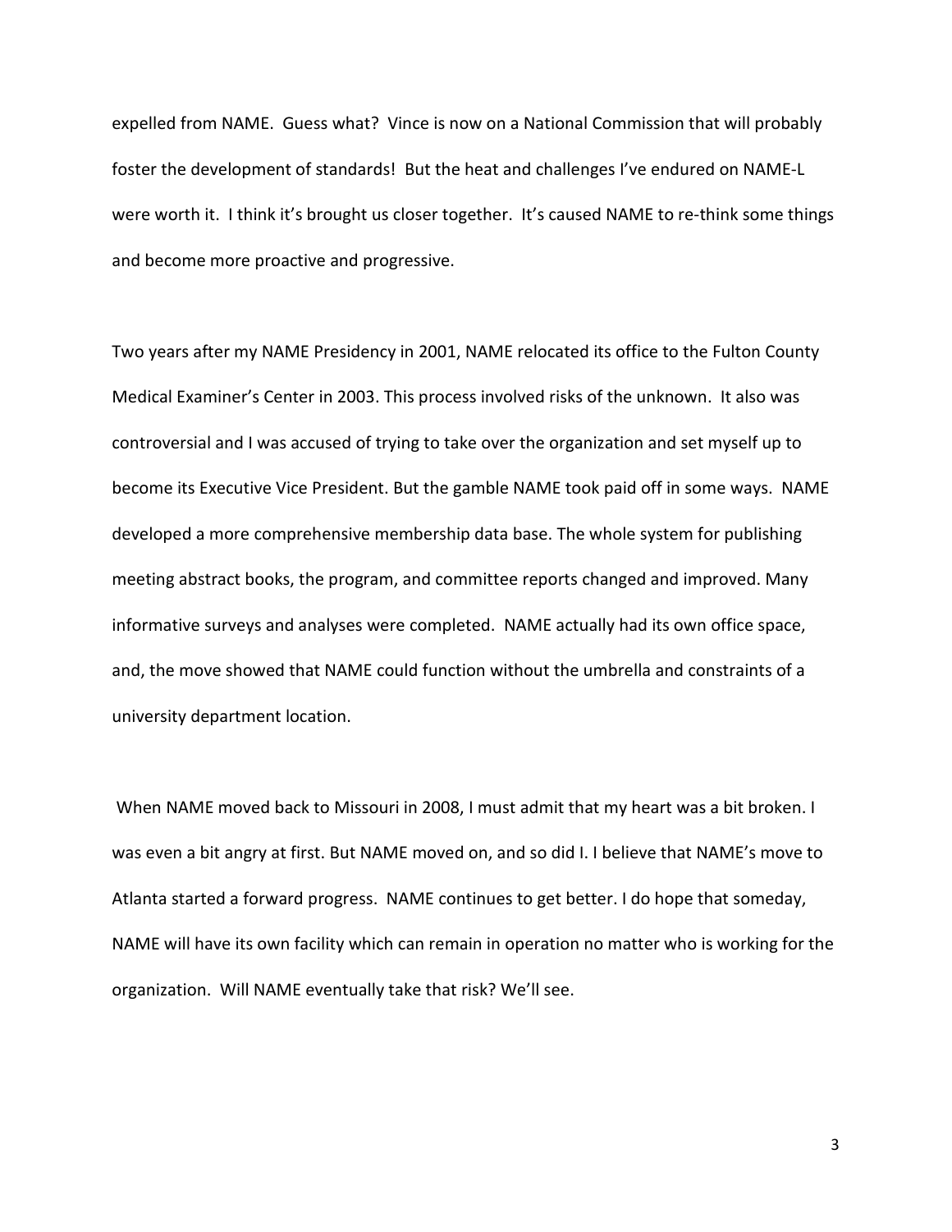expelled from NAME. Guess what? Vince is now on a National Commission that will probably foster the development of standards! But the heat and challenges I've endured on NAME-L were worth it. I think it's brought us closer together. It's caused NAME to re-think some things and become more proactive and progressive.

Two years after my NAME Presidency in 2001, NAME relocated its office to the Fulton County Medical Examiner's Center in 2003. This process involved risks of the unknown. It also was controversial and I was accused of trying to take over the organization and set myself up to become its Executive Vice President. But the gamble NAME took paid off in some ways. NAME developed a more comprehensive membership data base. The whole system for publishing meeting abstract books, the program, and committee reports changed and improved. Many informative surveys and analyses were completed. NAME actually had its own office space, and, the move showed that NAME could function without the umbrella and constraints of a university department location.

When NAME moved back to Missouri in 2008, I must admit that my heart was a bit broken. I was even a bit angry at first. But NAME moved on, and so did I. I believe that NAME's move to Atlanta started a forward progress. NAME continues to get better. I do hope that someday, NAME will have its own facility which can remain in operation no matter who is working for the organization. Will NAME eventually take that risk? We'll see.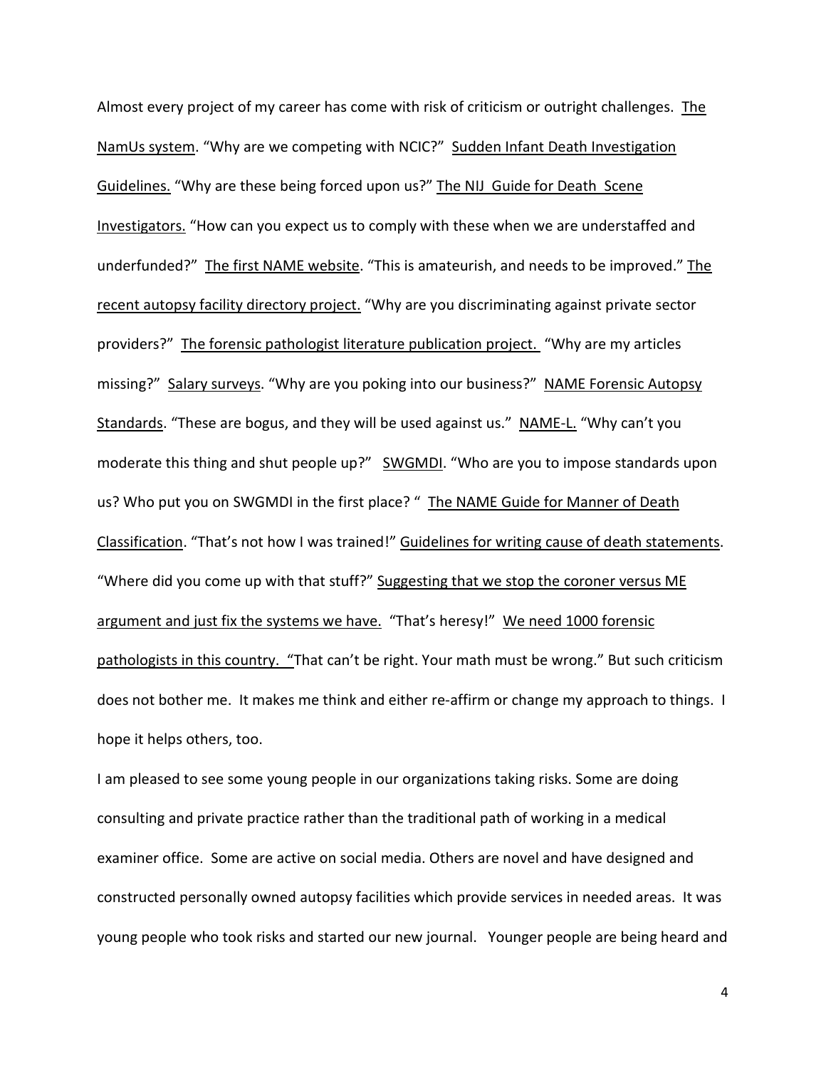Almost every project of my career has come with risk of criticism or outright challenges. <u>The NamUs system</u>. "Why are we competing with NCIC?" <u>Sudden Infant Death Investigation Guidelines.</u> "Why are these being forced upon us?" <u>The NIJ Guide for Death Scene Investigators.</u> "How can you expect us to comply with these when we are understaffed and underfunded?" <u>The first NAME website</u>. "This is amateurish, and needs to be improved." <u>The recent autopsy facility directory project.</u> "Why are you discriminating against private sector providers?" <u>The forensic pathologist literature publication project.</u> "Why are my articles missing?" <u>Salary surveys</u>. "Why are you poking into our business?" <u>NAME Forensic Autopsy Standards</u>. "These are bogus, and they will be used against us." <u>NAME-L.</u> "Why can't you moderate this thing and shut people up?" <u>SWGMDI</u>. "Who are you to impose standards upon us? Who put you on SWGMDI in the first place? " <u>The NAME Guide for Manner of Death Classification</u>. "That's not how I was trained!" <u>Guidelines for writing cause of death statements</u>. "Where did you come up with that stuff?" <u>Suggesting that we stop the coroner versus ME argument and just fix the systems we have.</u> "That's heresy!" <u>We need 1000 forensic pathologists in this country.</u> "That can't be right. Your math must be wrong." But such criticism does not bother me. It makes me think and either re-affirm or change my approach to things. I hope it helps others, too.

I am pleased to see some young people in our organizations taking risks. Some are doing consulting and private practice rather than the traditional path of working in a medical examiner office. Some are active on social media. Others are novel and have designed and constructed personally owned autopsy facilities which provide services in needed areas. It was young people who took risks and started our new journal. Younger people are being heard and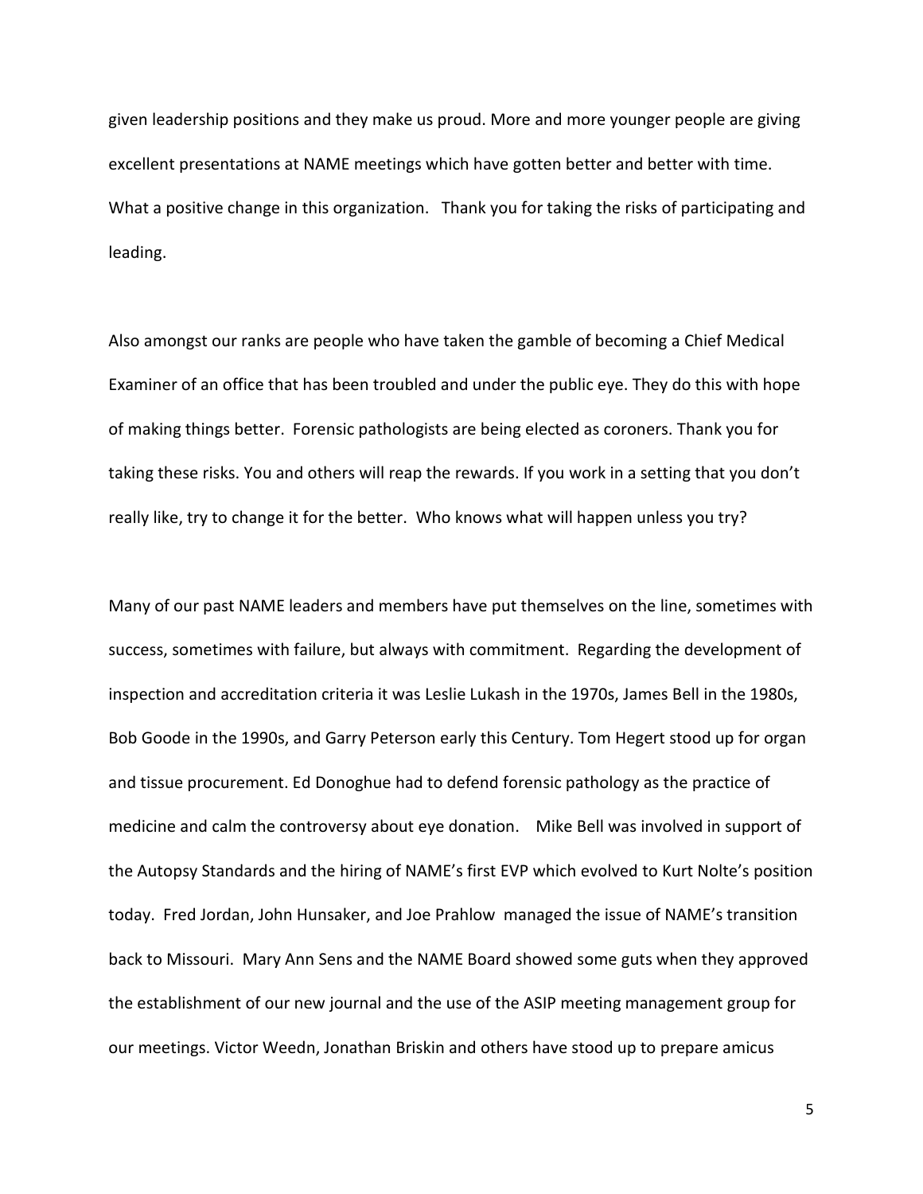given leadership positions and they make us proud. More and more younger people are giving excellent presentations at NAME meetings which have gotten better and better with time. What a positive change in this organization. Thank you for taking the risks of participating and leading.

Also amongst our ranks are people who have taken the gamble of becoming a Chief Medical Examiner of an office that has been troubled and under the public eye. They do this with hope of making things better. Forensic pathologists are being elected as coroners. Thank you for taking these risks. You and others will reap the rewards. If you work in a setting that you don't really like, try to change it for the better. Who knows what will happen unless you try?

Many of our past NAME leaders and members have put themselves on the line, sometimes with success, sometimes with failure, but always with commitment. Regarding the development of inspection and accreditation criteria it was Leslie Lukash in the 1970s, James Bell in the 1980s, Bob Goode in the 1990s, and Garry Peterson early this Century. Tom Hegert stood up for organ and tissue procurement. Ed Donoghue had to defend forensic pathology as the practice of medicine and calm the controversy about eye donation. Mike Bell was involved in support of the Autopsy Standards and the hiring of NAME's first EVP which evolved to Kurt Nolte's position today. Fred Jordan, John Hunsaker, and Joe Prahlow managed the issue of NAME's transition back to Missouri. Mary Ann Sens and the NAME Board showed some guts when they approved the establishment of our new journal and the use of the ASIP meeting management group for our meetings. Victor Weedn, Jonathan Briskin and others have stood up to prepare amicus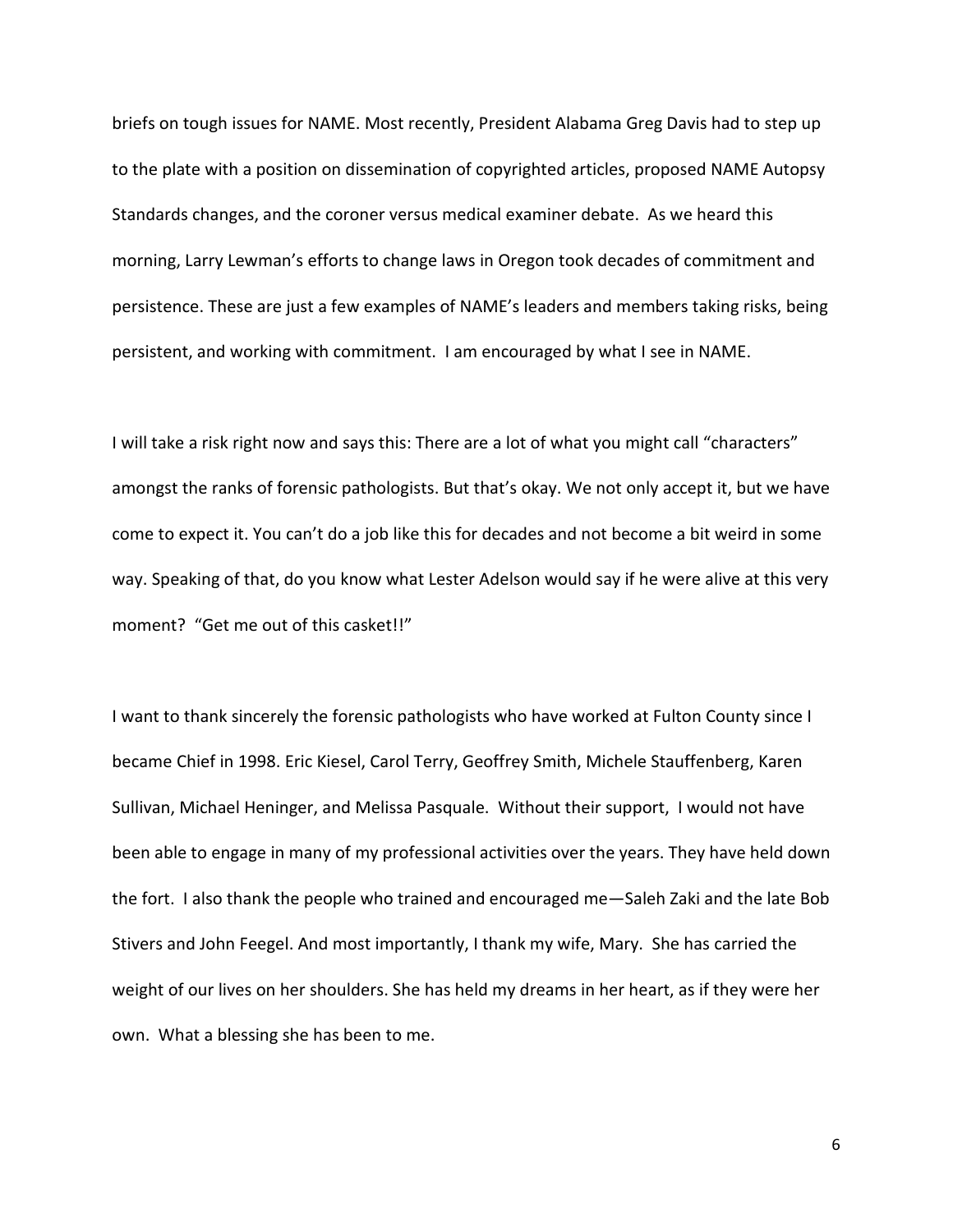briefs on tough issues for NAME. Most recently, President Alabama Greg Davis had to step up to the plate with a position on dissemination of copyrighted articles, proposed NAME Autopsy Standards changes, and the coroner versus medical examiner debate. As we heard this morning, Larry Lewman's efforts to change laws in Oregon took decades of commitment and persistence. These are just a few examples of NAME's leaders and members taking risks, being persistent, and working with commitment. I am encouraged by what I see in NAME.

I will take a risk right now and says this: There are a lot of what you might call "characters" amongst the ranks of forensic pathologists. But that's okay. We not only accept it, but we have come to expect it. You can't do a job like this for decades and not become a bit weird in some way. Speaking of that, do you know what Lester Adelson would say if he were alive at this very moment? "Get me out of this casket!!"

I want to thank sincerely the forensic pathologists who have worked at Fulton County since I became Chief in 1998. Eric Kiesel, Carol Terry, Geoffrey Smith, Michele Stauffenberg, Karen Sullivan, Michael Heninger, and Melissa Pasquale. Without their support, I would not have been able to engage in many of my professional activities over the years. They have held down the fort. I also thank the people who trained and encouraged me—Saleh Zaki and the late Bob Stivers and John Feegel. And most importantly, I thank my wife, Mary. She has carried the weight of our lives on her shoulders. She has held my dreams in her heart, as if they were her own. What a blessing she has been to me.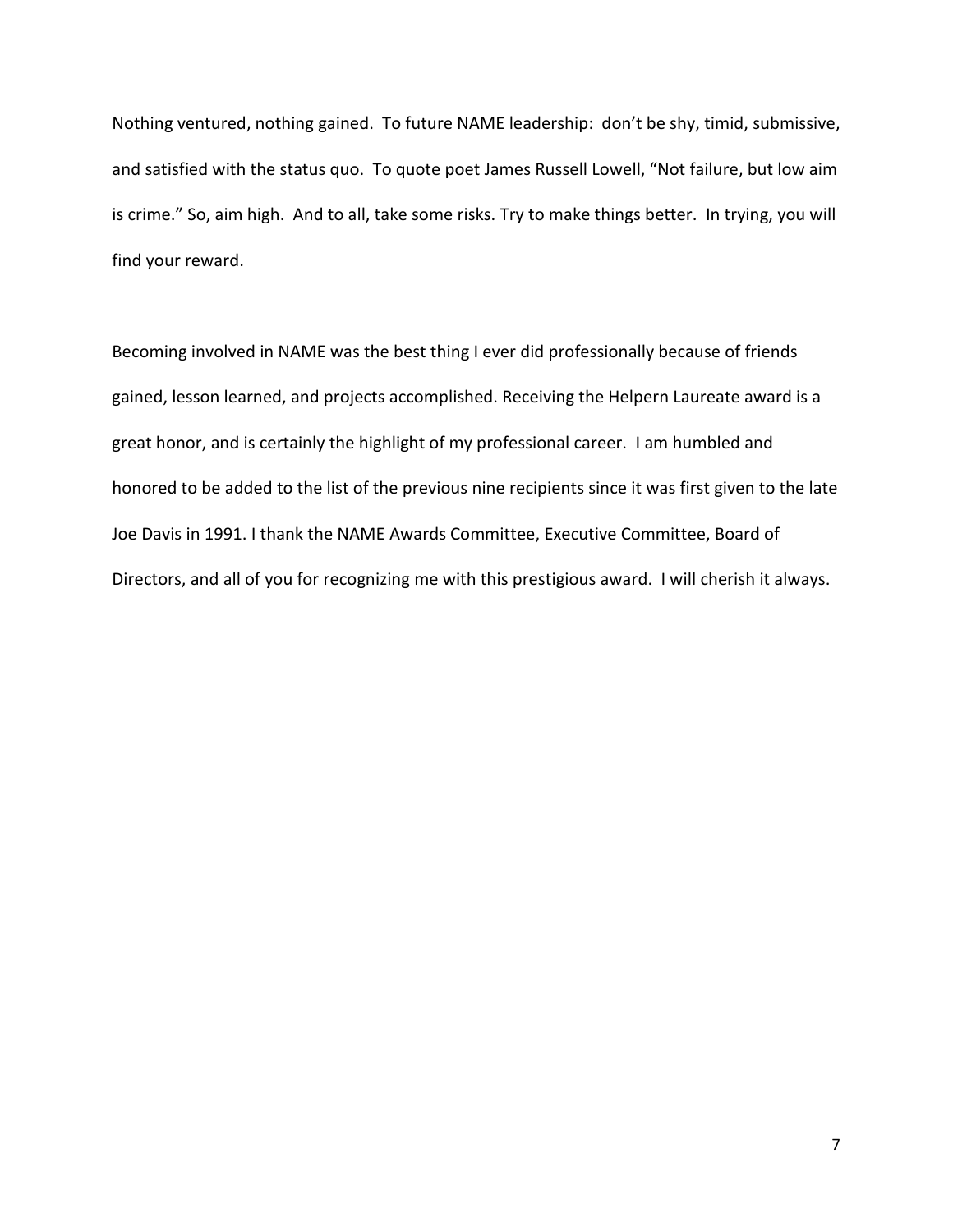Nothing ventured, nothing gained. To future NAME leadership: don't be shy, timid, submissive, and satisfied with the status quo. To quote poet James Russell Lowell, "Not failure, but low aim is crime." So, aim high. And to all, take some risks. Try to make things better. In trying, you will find your reward.

Becoming involved in NAME was the best thing I ever did professionally because of friends gained, lesson learned, and projects accomplished. Receiving the Helpern Laureate award is a great honor, and is certainly the highlight of my professional career. I am humbled and honored to be added to the list of the previous nine recipients since it was first given to the late Joe Davis in 1991. I thank the NAME Awards Committee, Executive Committee, Board of Directors, and all of you for recognizing me with this prestigious award. I will cherish it always.